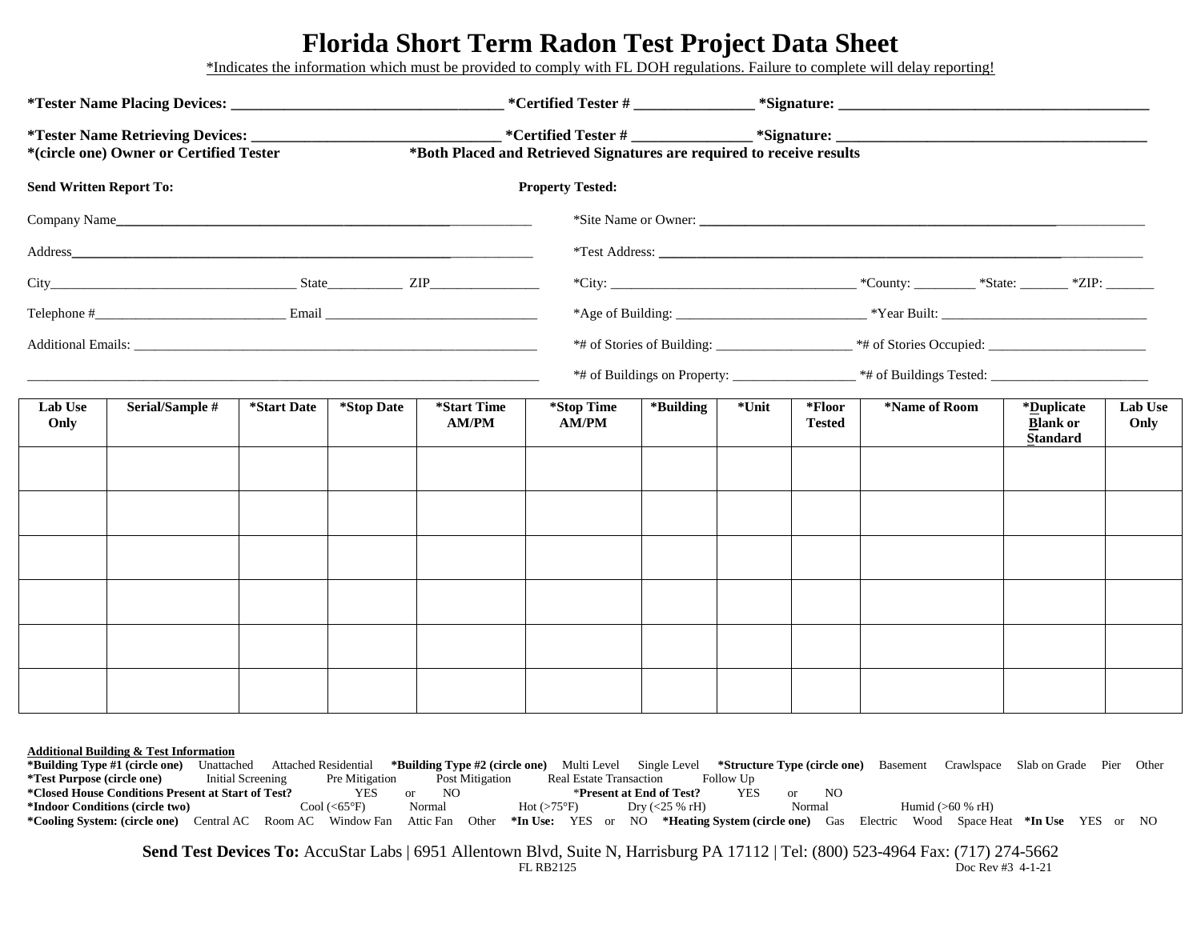# Florida Short Term Radon Test Project Data Sheet

*Indicates the information which must be provided to comply with FL DOH regulations. Failure to complete will delay reporting!

**\*Tester Name Placing Devices: ___________________________________ \*Certified Tester # _______________ \*Signature: _________________________________________**

**\*Tester Name Retrieving Devices: ________________________________ \*Certified Tester # _______________ \*Signature: _________________________________________**
**\*(circle one) Owner or Certified Tester** **\*Both Placed and Retrieved Signatures are required to receive results**

**Send Written Report To:**

Company Name_________________________________________________________________

Address_______________________________________________________________________

City____________________________________ State__________ ZIP________________

Telephone #____________________________ Email _______________________________

Additional Emails: _______________________________________________________________

______________________________________________________________________________

**Property Tested:**

*Site Name or Owner: _____________________________________________________________

*Test Address: _______________________________________________________________

*City: ____________________________________ *County: _________ *State: _______ *ZIP: _______

*Age of Building: ____________________________ *Year Built: _______________________________

*# of Stories of Building: ____________________ *# of Stories Occupied: _______________________

*# of Buildings on Property: _________________ *# of Buildings Tested: _______________________

| Lab Use Only | Serial/Sample # | *Start Date | *Stop Date | *Start Time AM/PM | *Stop Time AM/PM | *Building | *Unit | *Floor Tested | *Name of Room | *Duplicate Blank or Standard | Lab Use Only |
|---|---|---|---|---|---|---|---|---|---|---|---|
| | | | | | | | | | | | |
| | | | | | | | | | | | |
| | | | | | | | | | | | |
| | | | | | | | | | | | |
| | | | | | | | | | | | |
| | | | | | | | | | | | |

**Additional Building & Test Information**

**\*Building Type #1 (circle one)** Unattached Attached Residential **\*Building Type #2 (circle one)** Multi Level Single Level **\*Structure Type (circle one)** Basement Crawlspace Slab on Grade Pier Other
**\*Test Purpose (circle one)** Initial Screening Pre Mitigation Post Mitigation Real Estate Transaction Follow Up
**\*Closed House Conditions Present at Start of Test?** YES or NO **\*Present at End of Test?** YES or NO
**\*Indoor Conditions (circle two)** Cool (<65°F) Normal Hot (>75°F) Dry (<25 % rH) Normal Humid (>60 % rH)
**\*Cooling System: (circle one)** Central AC Room AC Window Fan Attic Fan Other **\*In Use:** YES or NO **\*Heating System (circle one)** Gas Electric Wood Space Heat **\*In Use** YES or NO

**Send Test Devices To:** AccuStar Labs | 6951 Allentown Blvd, Suite N, Harrisburg PA 17112 | Tel: (800) 523-4964 Fax: (717) 274-5662

FL RB2125 Doc Rev #3 4-1-21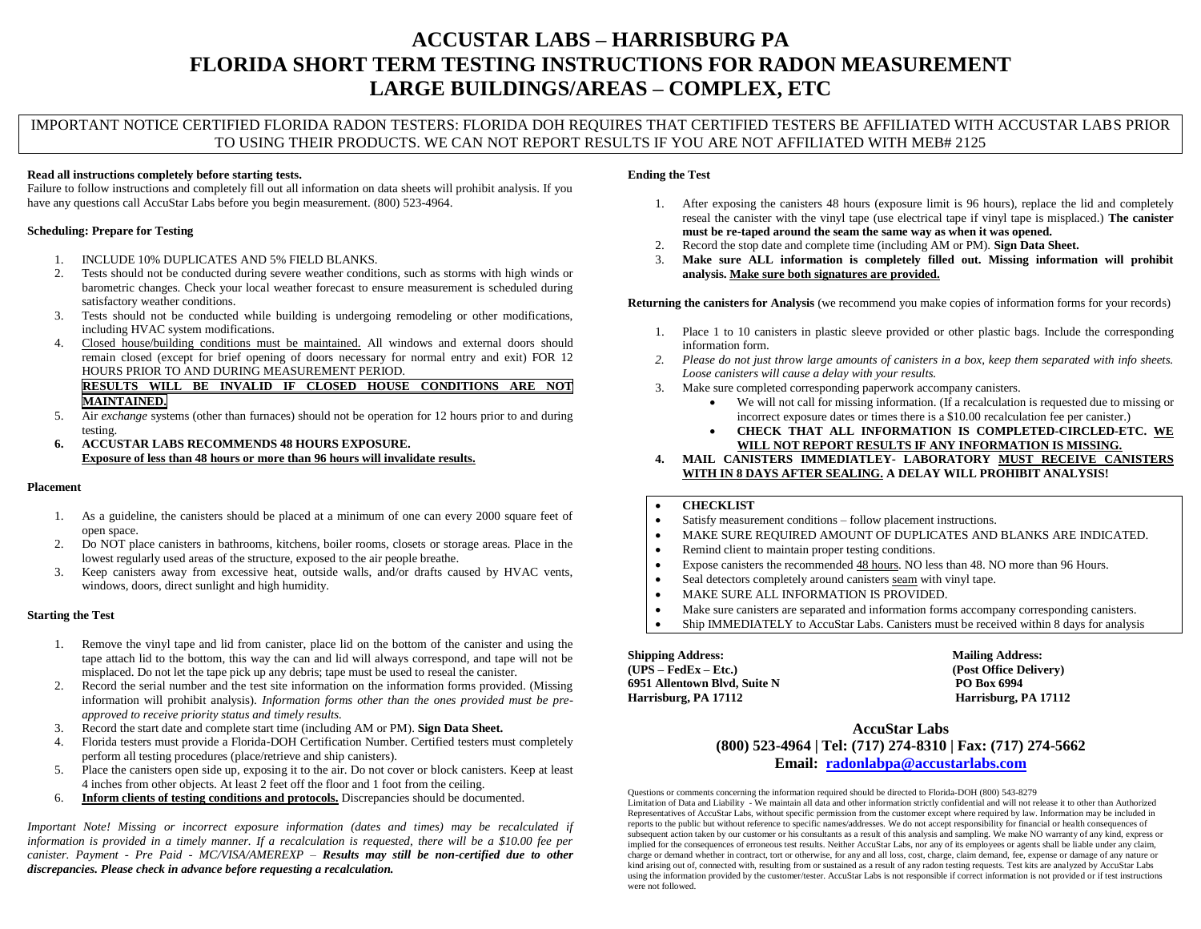# ACCUSTAR LABS – HARRISBURG PA
# FLORIDA SHORT TERM TESTING INSTRUCTIONS FOR RADON MEASUREMENT
# LARGE BUILDINGS/AREAS – COMPLEX, ETC

IMPORTANT NOTICE CERTIFIED FLORIDA RADON TESTERS: FLORIDA DOH REQUIRES THAT CERTIFIED TESTERS BE AFFILIATED WITH ACCUSTAR LABS PRIOR TO USING THEIR PRODUCTS. WE CAN NOT REPORT RESULTS IF YOU ARE NOT AFFILIATED WITH MEB# 2125

**Read all instructions completely before starting tests.**
Failure to follow instructions and completely fill out all information on data sheets will prohibit analysis. If you have any questions call AccuStar Labs before you begin measurement. (800) 523-4964.

**Scheduling: Prepare for Testing**

1. INCLUDE 10% DUPLICATES AND 5% FIELD BLANKS.
2. Tests should not be conducted during severe weather conditions, such as storms with high winds or barometric changes. Check your local weather forecast to ensure measurement is scheduled during satisfactory weather conditions.
3. Tests should not be conducted while building is undergoing remodeling or other modifications, including HVAC system modifications.
4. Closed house/building conditions must be maintained. All windows and external doors should remain closed (except for brief opening of doors necessary for normal entry and exit) FOR 12 HOURS PRIOR TO AND DURING MEASUREMENT PERIOD.
   **RESULTS WILL BE INVALID IF CLOSED HOUSE CONDITIONS ARE NOT MAINTAINED.**
5. Air *exchange* systems (other than furnaces) should not be operation for 12 hours prior to and during testing.
6. **ACCUSTAR LABS RECOMMENDS 48 HOURS EXPOSURE.**
   **Exposure of less than 48 hours or more than 96 hours will invalidate results.**

**Placement**

1. As a guideline, the canisters should be placed at a minimum of one can every 2000 square feet of open space.
2. Do NOT place canisters in bathrooms, kitchens, boiler rooms, closets or storage areas. Place in the lowest regularly used areas of the structure, exposed to the air people breathe.
3. Keep canisters away from excessive heat, outside walls, and/or drafts caused by HVAC vents, windows, doors, direct sunlight and high humidity.

**Starting the Test**

1. Remove the vinyl tape and lid from canister, place lid on the bottom of the canister and using the tape attach lid to the bottom, this way the can and lid will always correspond, and tape will not be misplaced. Do not let the tape pick up any debris; tape must be used to reseal the canister.
2. Record the serial number and the test site information on the information forms provided. (Missing information will prohibit analysis). *Information forms other than the ones provided must be pre-approved to receive priority status and timely results.*
3. Record the start date and complete start time (including AM or PM). **Sign Data Sheet.**
4. Florida testers must provide a Florida-DOH Certification Number. Certified testers must completely perform all testing procedures (place/retrieve and ship canisters).
5. Place the canisters open side up, exposing it to the air. Do not cover or block canisters. Keep at least 4 inches from other objects. At least 2 feet off the floor and 1 foot from the ceiling.
6. **Inform clients of testing conditions and protocols.** Discrepancies should be documented.

*Important Note! Missing or incorrect exposure information (dates and times) may be recalculated if information is provided in a timely manner. If a recalculation is requested, there will be a $10.00 fee per canister. Payment - Pre Paid - MC/VISA/AMEREXP –* ***Results may still be non-certified due to other discrepancies. Please check in advance before requesting a recalculation.***

**Ending the Test**

1. After exposing the canisters 48 hours (exposure limit is 96 hours), replace the lid and completely reseal the canister with the vinyl tape (use electrical tape if vinyl tape is misplaced.) **The canister must be re-taped around the seam the same way as when it was opened.**
2. Record the stop date and complete time (including AM or PM). **Sign Data Sheet.**
3. **Make sure ALL information is completely filled out. Missing information will prohibit analysis. Make sure both signatures are provided.**

**Returning the canisters for Analysis** (we recommend you make copies of information forms for your records)

1. Place 1 to 10 canisters in plastic sleeve provided or other plastic bags. Include the corresponding information form.
2. *Please do not just throw large amounts of canisters in a box, keep them separated with info sheets. Loose canisters will cause a delay with your results.*
3. Make sure completed corresponding paperwork accompany canisters.
   - We will not call for missing information. (If a recalculation is requested due to missing or incorrect exposure dates or times there is a $10.00 recalculation fee per canister.)
   - **CHECK THAT ALL INFORMATION IS COMPLETED-CIRCLED-ETC. WE WILL NOT REPORT RESULTS IF ANY INFORMATION IS MISSING.**
4. **MAIL CANISTERS IMMEDIATLEY- LABORATORY MUST RECEIVE CANISTERS WITH IN 8 DAYS AFTER SEALING. A DELAY WILL PROHIBIT ANALYSIS!**

- **CHECKLIST**
- Satisfy measurement conditions – follow placement instructions.
- MAKE SURE REQUIRED AMOUNT OF DUPLICATES AND BLANKS ARE INDICATED.
- Remind client to maintain proper testing conditions.
- Expose canisters the recommended 48 hours. NO less than 48. NO more than 96 Hours.
- Seal detectors completely around canisters seam with vinyl tape.
- MAKE SURE ALL INFORMATION IS PROVIDED.
- Make sure canisters are separated and information forms accompany corresponding canisters.
- Ship IMMEDIATELY to AccuStar Labs. Canisters must be received within 8 days for analysis

**Shipping Address:**
**(UPS – FedEx – Etc.)**
**6951 Allentown Blvd, Suite N**
**Harrisburg, PA 17112**

**Mailing Address:**
**(Post Office Delivery)**
**PO Box 6994**
**Harrisburg, PA 17112**

**AccuStar Labs**
**(800) 523-4964 | Tel: (717) 274-8310 | Fax: (717) 274-5662**
**Email: radonlabpa@accustarlabs.com**

Questions or comments concerning the information required should be directed to Florida-DOH (800) 543-8279
Limitation of Data and Liability - We maintain all data and other information strictly confidential and will not release it to other than Authorized Representatives of AccuStar Labs, without specific permission from the customer except where required by law. Information may be included in reports to the public but without reference to specific names/addresses. We do not accept responsibility for financial or health consequences of subsequent action taken by our customer or his consultants as a result of this analysis and sampling. We make NO warranty of any kind, express or implied for the consequences of erroneous test results. Neither AccuStar Labs, nor any of its employees or agents shall be liable under any claim, charge or demand whether in contract, tort or otherwise, for any and all loss, cost, charge, claim demand, fee, expense or damage of any nature or kind arising out of, connected with, resulting from or sustained as a result of any radon testing requests. Test kits are analyzed by AccuStar Labs using the information provided by the customer/tester. AccuStar Labs is not responsible if correct information is not provided or if test instructions were not followed.